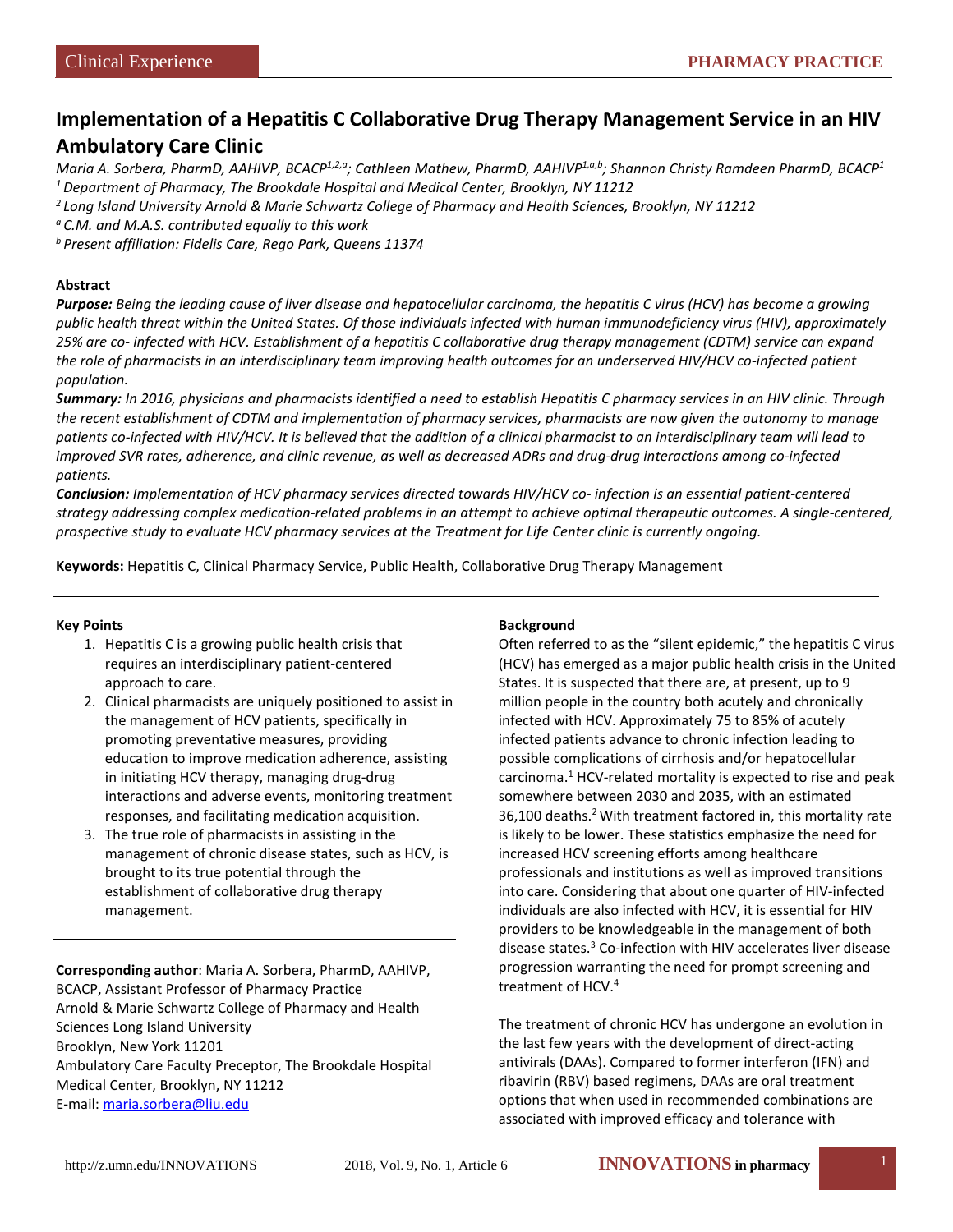Clinical Experience

# Implementation of a Hepatitis C Collaborative Drug Therapy Management Service in an HIV Ambulatory Care Clinic

*Maria A. Sorbera, PharmD, AAHIVP, BCACP[1,2,a]; Cathleen Mathew, PharmD, AAHIVP[1,a,b]; Shannon Christy Ramdeen PharmD, BCACP[1]*

*[1] Department of Pharmacy, The Brookdale Hospital and Medical Center, Brooklyn, NY 11212*

*[2] Long Island University Arnold & Marie Schwartz College of Pharmacy and Health Sciences, Brooklyn, NY 11212*

*[a] C.M. and M.A.S. contributed equally to this work*

*[b] Present affiliation: Fidelis Care, Rego Park, Queens 11374*

**Abstract**

***Purpose:*** *Being the leading cause of liver disease and hepatocellular carcinoma, the hepatitis C virus (HCV) has become a growing public health threat within the United States. Of those individuals infected with human immunodeficiency virus (HIV), approximately 25% are co- infected with HCV. Establishment of a hepatitis C collaborative drug therapy management (CDTM) service can expand the role of pharmacists in an interdisciplinary team improving health outcomes for an underserved HIV/HCV co-infected patient population.*

***Summary:*** *In 2016, physicians and pharmacists identified a need to establish Hepatitis C pharmacy services in an HIV clinic. Through the recent establishment of CDTM and implementation of pharmacy services, pharmacists are now given the autonomy to manage patients co-infected with HIV/HCV. It is believed that the addition of a clinical pharmacist to an interdisciplinary team will lead to improved SVR rates, adherence, and clinic revenue, as well as decreased ADRs and drug-drug interactions among co-infected patients.*

***Conclusion:*** *Implementation of HCV pharmacy services directed towards HIV/HCV co- infection is an essential patient-centered strategy addressing complex medication-related problems in an attempt to achieve optimal therapeutic outcomes. A single-centered, prospective study to evaluate HCV pharmacy services at the Treatment for Life Center clinic is currently ongoing.*

**Keywords:** Hepatitis C, Clinical Pharmacy Service, Public Health, Collaborative Drug Therapy Management

---

**Key Points**

1. Hepatitis C is a growing public health crisis that requires an interdisciplinary patient-centered approach to care.
2. Clinical pharmacists are uniquely positioned to assist in the management of HCV patients, specifically in promoting preventative measures, providing education to improve medication adherence, assisting in initiating HCV therapy, managing drug-drug interactions and adverse events, monitoring treatment responses, and facilitating medication acquisition.
3. The true role of pharmacists in assisting in the management of chronic disease states, such as HCV, is brought to its true potential through the establishment of collaborative drug therapy management.

---

**Corresponding author**: Maria A. Sorbera, PharmD, AAHIVP, BCACP, Assistant Professor of Pharmacy Practice
Arnold & Marie Schwartz College of Pharmacy and Health Sciences Long Island University
Brooklyn, New York 11201
Ambulatory Care Faculty Preceptor, The Brookdale Hospital Medical Center, Brooklyn, NY 11212
E-mail: maria.sorbera@liu.edu

**Background**

Often referred to as the "silent epidemic," the hepatitis C virus (HCV) has emerged as a major public health crisis in the United States. It is suspected that there are, at present, up to 9 million people in the country both acutely and chronically infected with HCV. Approximately 75 to 85% of acutely infected patients advance to chronic infection leading to possible complications of cirrhosis and/or hepatocellular carcinoma.[1] HCV-related mortality is expected to rise and peak somewhere between 2030 and 2035, with an estimated 36,100 deaths.[2] With treatment factored in, this mortality rate is likely to be lower. These statistics emphasize the need for increased HCV screening efforts among healthcare professionals and institutions as well as improved transitions into care. Considering that about one quarter of HIV-infected individuals are also infected with HCV, it is essential for HIV providers to be knowledgeable in the management of both disease states.[3] Co-infection with HIV accelerates liver disease progression warranting the need for prompt screening and treatment of HCV.[4]

The treatment of chronic HCV has undergone an evolution in the last few years with the development of direct-acting antivirals (DAAs). Compared to former interferon (IFN) and ribavirin (RBV) based regimens, DAAs are oral treatment options that when used in recommended combinations are associated with improved efficacy and tolerance with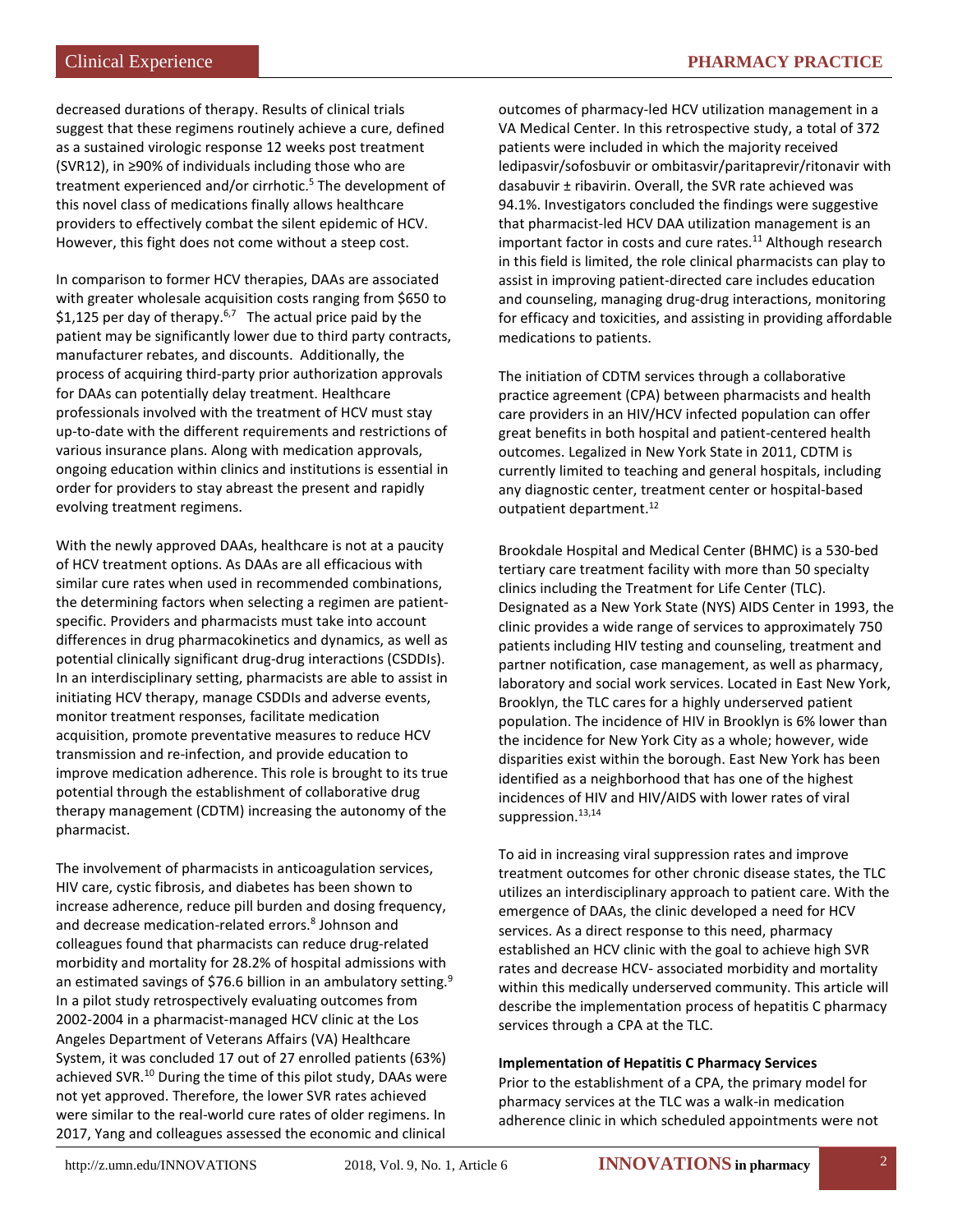decreased durations of therapy. Results of clinical trials suggest that these regimens routinely achieve a cure, defined as a sustained virologic response 12 weeks post treatment (SVR12), in ≥90% of individuals including those who are treatment experienced and/or cirrhotic.[5] The development of this novel class of medications finally allows healthcare providers to effectively combat the silent epidemic of HCV. However, this fight does not come without a steep cost.

In comparison to former HCV therapies, DAAs are associated with greater wholesale acquisition costs ranging from \$650 to \$1,125 per day of therapy.[6,7] The actual price paid by the patient may be significantly lower due to third party contracts, manufacturer rebates, and discounts. Additionally, the process of acquiring third-party prior authorization approvals for DAAs can potentially delay treatment. Healthcare professionals involved with the treatment of HCV must stay up-to-date with the different requirements and restrictions of various insurance plans. Along with medication approvals, ongoing education within clinics and institutions is essential in order for providers to stay abreast the present and rapidly evolving treatment regimens.

With the newly approved DAAs, healthcare is not at a paucity of HCV treatment options. As DAAs are all efficacious with similar cure rates when used in recommended combinations, the determining factors when selecting a regimen are patient-specific. Providers and pharmacists must take into account differences in drug pharmacokinetics and dynamics, as well as potential clinically significant drug-drug interactions (CSDDIs). In an interdisciplinary setting, pharmacists are able to assist in initiating HCV therapy, manage CSDDIs and adverse events, monitor treatment responses, facilitate medication acquisition, promote preventative measures to reduce HCV transmission and re-infection, and provide education to improve medication adherence. This role is brought to its true potential through the establishment of collaborative drug therapy management (CDTM) increasing the autonomy of the pharmacist.

The involvement of pharmacists in anticoagulation services, HIV care, cystic fibrosis, and diabetes has been shown to increase adherence, reduce pill burden and dosing frequency, and decrease medication-related errors.[8] Johnson and colleagues found that pharmacists can reduce drug-related morbidity and mortality for 28.2% of hospital admissions with an estimated savings of \$76.6 billion in an ambulatory setting.[9] In a pilot study retrospectively evaluating outcomes from 2002-2004 in a pharmacist-managed HCV clinic at the Los Angeles Department of Veterans Affairs (VA) Healthcare System, it was concluded 17 out of 27 enrolled patients (63%) achieved SVR.[10] During the time of this pilot study, DAAs were not yet approved. Therefore, the lower SVR rates achieved were similar to the real-world cure rates of older regimens. In 2017, Yang and colleagues assessed the economic and clinical outcomes of pharmacy-led HCV utilization management in a VA Medical Center. In this retrospective study, a total of 372 patients were included in which the majority received ledipasvir/sofosbuvir or ombitasvir/paritaprevir/ritonavir with dasabuvir ± ribavirin. Overall, the SVR rate achieved was 94.1%. Investigators concluded the findings were suggestive that pharmacist-led HCV DAA utilization management is an important factor in costs and cure rates.[11] Although research in this field is limited, the role clinical pharmacists can play to assist in improving patient-directed care includes education and counseling, managing drug-drug interactions, monitoring for efficacy and toxicities, and assisting in providing affordable medications to patients.

The initiation of CDTM services through a collaborative practice agreement (CPA) between pharmacists and health care providers in an HIV/HCV infected population can offer great benefits in both hospital and patient-centered health outcomes. Legalized in New York State in 2011, CDTM is currently limited to teaching and general hospitals, including any diagnostic center, treatment center or hospital-based outpatient department.[12]

Brookdale Hospital and Medical Center (BHMC) is a 530-bed tertiary care treatment facility with more than 50 specialty clinics including the Treatment for Life Center (TLC). Designated as a New York State (NYS) AIDS Center in 1993, the clinic provides a wide range of services to approximately 750 patients including HIV testing and counseling, treatment and partner notification, case management, as well as pharmacy, laboratory and social work services. Located in East New York, Brooklyn, the TLC cares for a highly underserved patient population. The incidence of HIV in Brooklyn is 6% lower than the incidence for New York City as a whole; however, wide disparities exist within the borough. East New York has been identified as a neighborhood that has one of the highest incidences of HIV and HIV/AIDS with lower rates of viral suppression.[13,14]

To aid in increasing viral suppression rates and improve treatment outcomes for other chronic disease states, the TLC utilizes an interdisciplinary approach to patient care. With the emergence of DAAs, the clinic developed a need for HCV services. As a direct response to this need, pharmacy established an HCV clinic with the goal to achieve high SVR rates and decrease HCV- associated morbidity and mortality within this medically underserved community. This article will describe the implementation process of hepatitis C pharmacy services through a CPA at the TLC.

### Implementation of Hepatitis C Pharmacy Services

Prior to the establishment of a CPA, the primary model for pharmacy services at the TLC was a walk-in medication adherence clinic in which scheduled appointments were not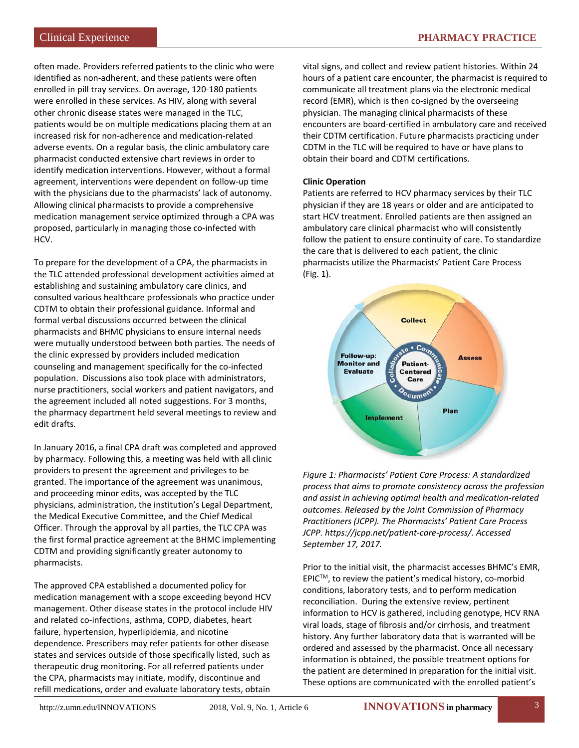often made. Providers referred patients to the clinic who were identified as non-adherent, and these patients were often enrolled in pill tray services. On average, 120-180 patients were enrolled in these services. As HIV, along with several other chronic disease states were managed in the TLC, patients would be on multiple medications placing them at an increased risk for non-adherence and medication-related adverse events. On a regular basis, the clinic ambulatory care pharmacist conducted extensive chart reviews in order to identify medication interventions. However, without a formal agreement, interventions were dependent on follow-up time with the physicians due to the pharmacists' lack of autonomy. Allowing clinical pharmacists to provide a comprehensive medication management service optimized through a CPA was proposed, particularly in managing those co-infected with HCV.

To prepare for the development of a CPA, the pharmacists in the TLC attended professional development activities aimed at establishing and sustaining ambulatory care clinics, and consulted various healthcare professionals who practice under CDTM to obtain their professional guidance. Informal and formal verbal discussions occurred between the clinical pharmacists and BHMC physicians to ensure internal needs were mutually understood between both parties. The needs of the clinic expressed by providers included medication counseling and management specifically for the co-infected population. Discussions also took place with administrators, nurse practitioners, social workers and patient navigators, and the agreement included all noted suggestions. For 3 months, the pharmacy department held several meetings to review and edit drafts.

In January 2016, a final CPA draft was completed and approved by pharmacy. Following this, a meeting was held with all clinic providers to present the agreement and privileges to be granted. The importance of the agreement was unanimous, and proceeding minor edits, was accepted by the TLC physicians, administration, the institution's Legal Department, the Medical Executive Committee, and the Chief Medical Officer. Through the approval by all parties, the TLC CPA was the first formal practice agreement at the BHMC implementing CDTM and providing significantly greater autonomy to pharmacists.

The approved CPA established a documented policy for medication management with a scope exceeding beyond HCV management. Other disease states in the protocol include HIV and related co-infections, asthma, COPD, diabetes, heart failure, hypertension, hyperlipidemia, and nicotine dependence. Prescribers may refer patients for other disease states and services outside of those specifically listed, such as therapeutic drug monitoring. For all referred patients under the CPA, pharmacists may initiate, modify, discontinue and refill medications, order and evaluate laboratory tests, obtain vital signs, and collect and review patient histories. Within 24 hours of a patient care encounter, the pharmacist is required to communicate all treatment plans via the electronic medical record (EMR), which is then co-signed by the overseeing physician. The managing clinical pharmacists of these encounters are board-certified in ambulatory care and received their CDTM certification. Future pharmacists practicing under CDTM in the TLC will be required to have or have plans to obtain their board and CDTM certifications.

**Clinic Operation**

Patients are referred to HCV pharmacy services by their TLC physician if they are 18 years or older and are anticipated to start HCV treatment. Enrolled patients are then assigned an ambulatory care clinical pharmacist who will consistently follow the patient to ensure continuity of care. To standardize the care that is delivered to each patient, the clinic pharmacists utilize the Pharmacists' Patient Care Process (Fig. 1).

*Figure 1: Pharmacists' Patient Care Process: A standardized process that aims to promote consistency across the profession and assist in achieving optimal health and medication-related outcomes. Released by the Joint Commission of Pharmacy Practitioners (JCPP). The Pharmacists' Patient Care Process JCPP. https://jcpp.net/patient-care-process/. Accessed September 17, 2017.*

Prior to the initial visit, the pharmacist accesses BHMC's EMR, EPIC™, to review the patient's medical history, co-morbid conditions, laboratory tests, and to perform medication reconciliation. During the extensive review, pertinent information to HCV is gathered, including genotype, HCV RNA viral loads, stage of fibrosis and/or cirrhosis, and treatment history. Any further laboratory data that is warranted will be ordered and assessed by the pharmacist. Once all necessary information is obtained, the possible treatment options for the patient are determined in preparation for the initial visit. These options are communicated with the enrolled patient's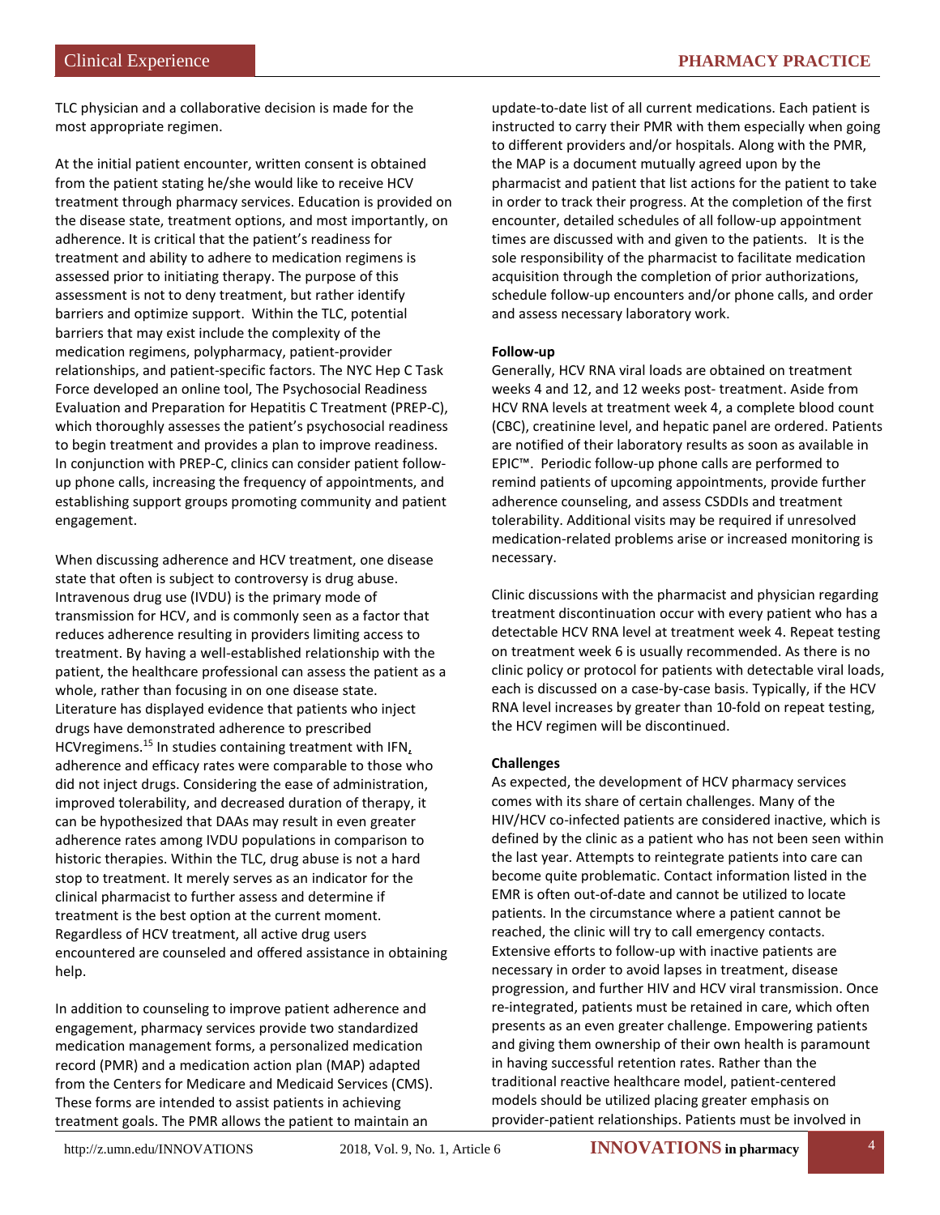TLC physician and a collaborative decision is made for the most appropriate regimen.

At the initial patient encounter, written consent is obtained from the patient stating he/she would like to receive HCV treatment through pharmacy services. Education is provided on the disease state, treatment options, and most importantly, on adherence. It is critical that the patient's readiness for treatment and ability to adhere to medication regimens is assessed prior to initiating therapy. The purpose of this assessment is not to deny treatment, but rather identify barriers and optimize support. Within the TLC, potential barriers that may exist include the complexity of the medication regimens, polypharmacy, patient-provider relationships, and patient-specific factors. The NYC Hep C Task Force developed an online tool, The Psychosocial Readiness Evaluation and Preparation for Hepatitis C Treatment (PREP-C), which thoroughly assesses the patient's psychosocial readiness to begin treatment and provides a plan to improve readiness. In conjunction with PREP-C, clinics can consider patient follow-up phone calls, increasing the frequency of appointments, and establishing support groups promoting community and patient engagement.

When discussing adherence and HCV treatment, one disease state that often is subject to controversy is drug abuse. Intravenous drug use (IVDU) is the primary mode of transmission for HCV, and is commonly seen as a factor that reduces adherence resulting in providers limiting access to treatment. By having a well-established relationship with the patient, the healthcare professional can assess the patient as a whole, rather than focusing in on one disease state. Literature has displayed evidence that patients who inject drugs have demonstrated adherence to prescribed HCVregimens.[15] In studies containing treatment with IFN, adherence and efficacy rates were comparable to those who did not inject drugs. Considering the ease of administration, improved tolerability, and decreased duration of therapy, it can be hypothesized that DAAs may result in even greater adherence rates among IVDU populations in comparison to historic therapies. Within the TLC, drug abuse is not a hard stop to treatment. It merely serves as an indicator for the clinical pharmacist to further assess and determine if treatment is the best option at the current moment. Regardless of HCV treatment, all active drug users encountered are counseled and offered assistance in obtaining help.

In addition to counseling to improve patient adherence and engagement, pharmacy services provide two standardized medication management forms, a personalized medication record (PMR) and a medication action plan (MAP) adapted from the Centers for Medicare and Medicaid Services (CMS). These forms are intended to assist patients in achieving treatment goals. The PMR allows the patient to maintain an update-to-date list of all current medications. Each patient is instructed to carry their PMR with them especially when going to different providers and/or hospitals. Along with the PMR, the MAP is a document mutually agreed upon by the pharmacist and patient that list actions for the patient to take in order to track their progress. At the completion of the first encounter, detailed schedules of all follow-up appointment times are discussed with and given to the patients. It is the sole responsibility of the pharmacist to facilitate medication acquisition through the completion of prior authorizations, schedule follow-up encounters and/or phone calls, and order and assess necessary laboratory work.

**Follow-up**

Generally, HCV RNA viral loads are obtained on treatment weeks 4 and 12, and 12 weeks post- treatment. Aside from HCV RNA levels at treatment week 4, a complete blood count (CBC), creatinine level, and hepatic panel are ordered. Patients are notified of their laboratory results as soon as available in EPIC™. Periodic follow-up phone calls are performed to remind patients of upcoming appointments, provide further adherence counseling, and assess CSDDIs and treatment tolerability. Additional visits may be required if unresolved medication-related problems arise or increased monitoring is necessary.

Clinic discussions with the pharmacist and physician regarding treatment discontinuation occur with every patient who has a detectable HCV RNA level at treatment week 4. Repeat testing on treatment week 6 is usually recommended. As there is no clinic policy or protocol for patients with detectable viral loads, each is discussed on a case-by-case basis. Typically, if the HCV RNA level increases by greater than 10-fold on repeat testing, the HCV regimen will be discontinued.

**Challenges**

As expected, the development of HCV pharmacy services comes with its share of certain challenges. Many of the HIV/HCV co-infected patients are considered inactive, which is defined by the clinic as a patient who has not been seen within the last year. Attempts to reintegrate patients into care can become quite problematic. Contact information listed in the EMR is often out-of-date and cannot be utilized to locate patients. In the circumstance where a patient cannot be reached, the clinic will try to call emergency contacts. Extensive efforts to follow-up with inactive patients are necessary in order to avoid lapses in treatment, disease progression, and further HIV and HCV viral transmission. Once re-integrated, patients must be retained in care, which often presents as an even greater challenge. Empowering patients and giving them ownership of their own health is paramount in having successful retention rates. Rather than the traditional reactive healthcare model, patient-centered models should be utilized placing greater emphasis on provider-patient relationships. Patients must be involved in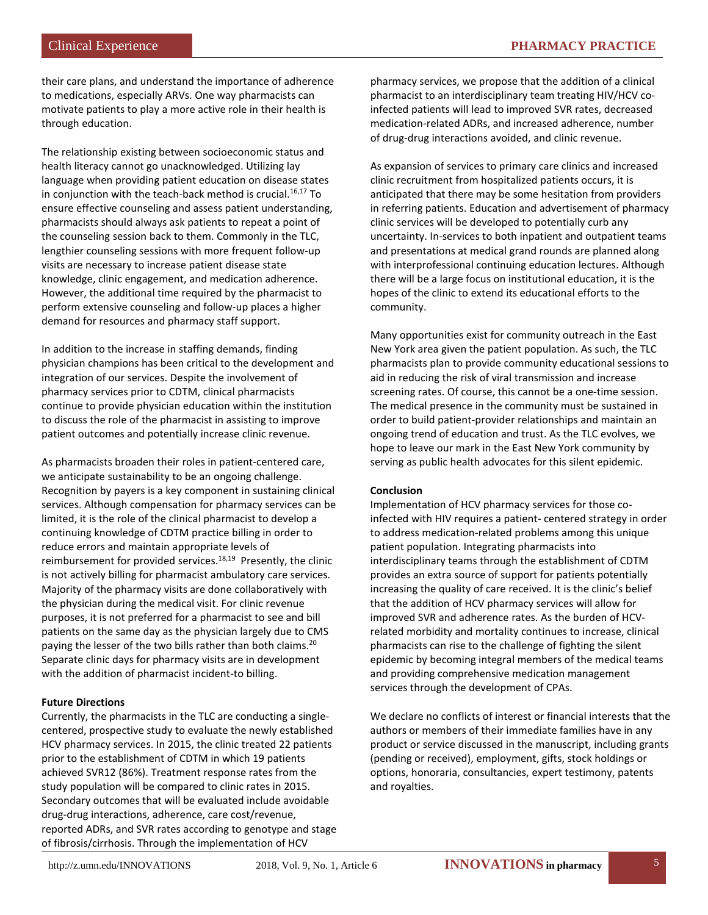their care plans, and understand the importance of adherence to medications, especially ARVs. One way pharmacists can motivate patients to play a more active role in their health is through education.

The relationship existing between socioeconomic status and health literacy cannot go unacknowledged. Utilizing lay language when providing patient education on disease states in conjunction with the teach-back method is crucial.[16,17] To ensure effective counseling and assess patient understanding, pharmacists should always ask patients to repeat a point of the counseling session back to them. Commonly in the TLC, lengthier counseling sessions with more frequent follow-up visits are necessary to increase patient disease state knowledge, clinic engagement, and medication adherence. However, the additional time required by the pharmacist to perform extensive counseling and follow-up places a higher demand for resources and pharmacy staff support.

In addition to the increase in staffing demands, finding physician champions has been critical to the development and integration of our services. Despite the involvement of pharmacy services prior to CDTM, clinical pharmacists continue to provide physician education within the institution to discuss the role of the pharmacist in assisting to improve patient outcomes and potentially increase clinic revenue.

As pharmacists broaden their roles in patient-centered care, we anticipate sustainability to be an ongoing challenge. Recognition by payers is a key component in sustaining clinical services. Although compensation for pharmacy services can be limited, it is the role of the clinical pharmacist to develop a continuing knowledge of CDTM practice billing in order to reduce errors and maintain appropriate levels of reimbursement for provided services.[18,19] Presently, the clinic is not actively billing for pharmacist ambulatory care services. Majority of the pharmacy visits are done collaboratively with the physician during the medical visit. For clinic revenue purposes, it is not preferred for a pharmacist to see and bill patients on the same day as the physician largely due to CMS paying the lesser of the two bills rather than both claims.[20] Separate clinic days for pharmacy visits are in development with the addition of pharmacist incident-to billing.

**Future Directions**

Currently, the pharmacists in the TLC are conducting a single-centered, prospective study to evaluate the newly established HCV pharmacy services. In 2015, the clinic treated 22 patients prior to the establishment of CDTM in which 19 patients achieved SVR12 (86%). Treatment response rates from the study population will be compared to clinic rates in 2015. Secondary outcomes that will be evaluated include avoidable drug-drug interactions, adherence, care cost/revenue, reported ADRs, and SVR rates according to genotype and stage of fibrosis/cirrhosis. Through the implementation of HCV pharmacy services, we propose that the addition of a clinical pharmacist to an interdisciplinary team treating HIV/HCV co-infected patients will lead to improved SVR rates, decreased medication-related ADRs, and increased adherence, number of drug-drug interactions avoided, and clinic revenue.

As expansion of services to primary care clinics and increased clinic recruitment from hospitalized patients occurs, it is anticipated that there may be some hesitation from providers in referring patients. Education and advertisement of pharmacy clinic services will be developed to potentially curb any uncertainty. In-services to both inpatient and outpatient teams and presentations at medical grand rounds are planned along with interprofessional continuing education lectures. Although there will be a large focus on institutional education, it is the hopes of the clinic to extend its educational efforts to the community.

Many opportunities exist for community outreach in the East New York area given the patient population. As such, the TLC pharmacists plan to provide community educational sessions to aid in reducing the risk of viral transmission and increase screening rates. Of course, this cannot be a one-time session. The medical presence in the community must be sustained in order to build patient-provider relationships and maintain an ongoing trend of education and trust. As the TLC evolves, we hope to leave our mark in the East New York community by serving as public health advocates for this silent epidemic.

**Conclusion**

Implementation of HCV pharmacy services for those co-infected with HIV requires a patient- centered strategy in order to address medication-related problems among this unique patient population. Integrating pharmacists into interdisciplinary teams through the establishment of CDTM provides an extra source of support for patients potentially increasing the quality of care received. It is the clinic's belief that the addition of HCV pharmacy services will allow for improved SVR and adherence rates. As the burden of HCV-related morbidity and mortality continues to increase, clinical pharmacists can rise to the challenge of fighting the silent epidemic by becoming integral members of the medical teams and providing comprehensive medication management services through the development of CPAs.

We declare no conflicts of interest or financial interests that the authors or members of their immediate families have in any product or service discussed in the manuscript, including grants (pending or received), employment, gifts, stock holdings or options, honoraria, consultancies, expert testimony, patents and royalties.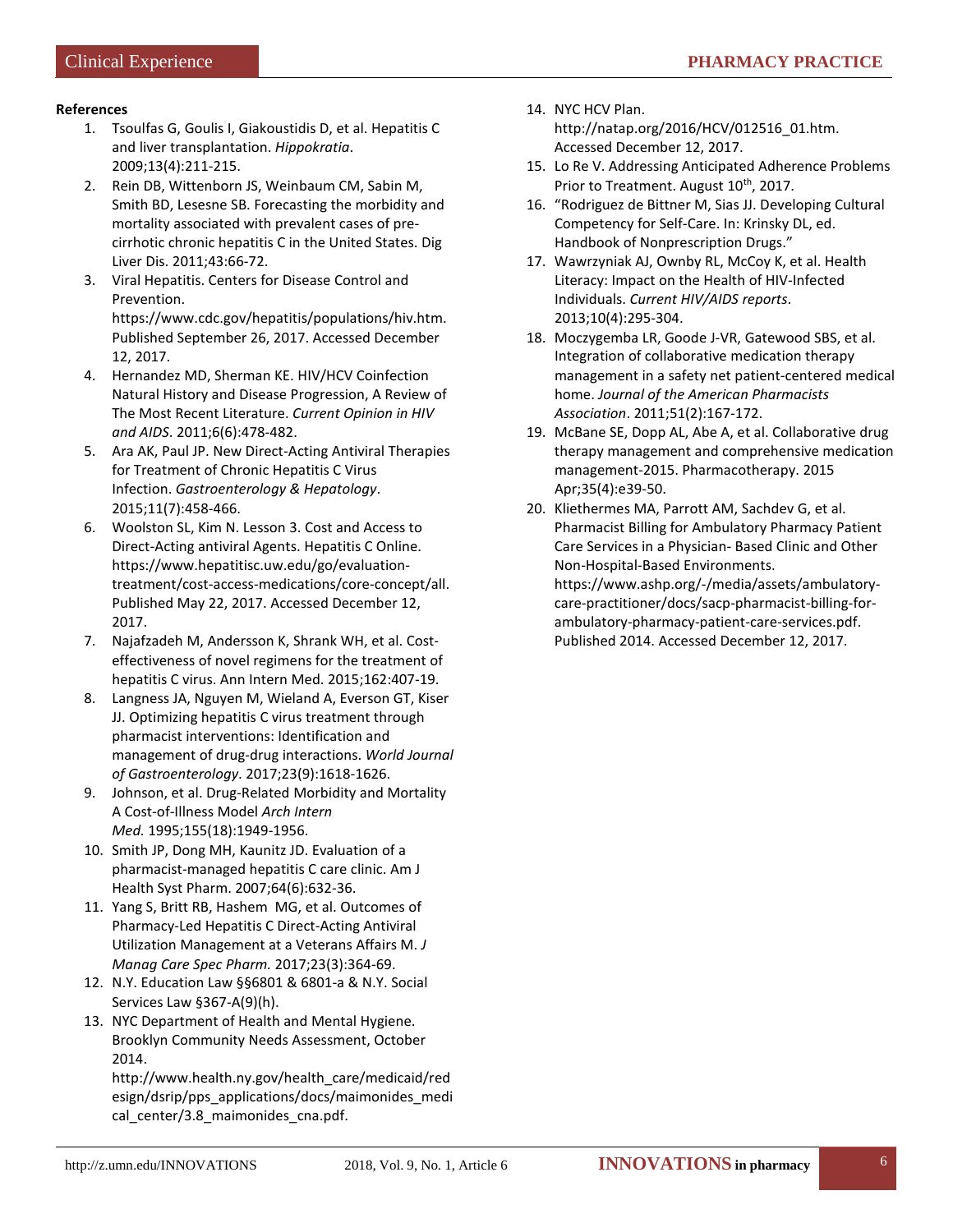**References**

1. Tsoulfas G, Goulis I, Giakoustidis D, et al. Hepatitis C and liver transplantation. *Hippokratia*. 2009;13(4):211-215.
2. Rein DB, Wittenborn JS, Weinbaum CM, Sabin M, Smith BD, Lesesne SB. Forecasting the morbidity and mortality associated with prevalent cases of pre-cirrhotic chronic hepatitis C in the United States. Dig Liver Dis. 2011;43:66-72.
3. Viral Hepatitis. Centers for Disease Control and Prevention. https://www.cdc.gov/hepatitis/populations/hiv.htm. Published September 26, 2017. Accessed December 12, 2017.
4. Hernandez MD, Sherman KE. HIV/HCV Coinfection Natural History and Disease Progression, A Review of The Most Recent Literature. *Current Opinion in HIV and AIDS*. 2011;6(6):478-482.
5. Ara AK, Paul JP. New Direct-Acting Antiviral Therapies for Treatment of Chronic Hepatitis C Virus Infection. *Gastroenterology & Hepatology*. 2015;11(7):458-466.
6. Woolston SL, Kim N. Lesson 3. Cost and Access to Direct-Acting antiviral Agents. Hepatitis C Online. https://www.hepatitisc.uw.edu/go/evaluation-treatment/cost-access-medications/core-concept/all. Published May 22, 2017. Accessed December 12, 2017.
7. Najafzadeh M, Andersson K, Shrank WH, et al. Cost-effectiveness of novel regimens for the treatment of hepatitis C virus. Ann Intern Med. 2015;162:407-19.
8. Langness JA, Nguyen M, Wieland A, Everson GT, Kiser JJ. Optimizing hepatitis C virus treatment through pharmacist interventions: Identification and management of drug-drug interactions. *World Journal of Gastroenterology*. 2017;23(9):1618-1626.
9. Johnson, et al. Drug-Related Morbidity and Mortality A Cost-of-Illness Model *Arch Intern Med.* 1995;155(18):1949-1956.
10. Smith JP, Dong MH, Kaunitz JD. Evaluation of a pharmacist-managed hepatitis C care clinic. Am J Health Syst Pharm. 2007;64(6):632-36.
11. Yang S, Britt RB, Hashem MG, et al. Outcomes of Pharmacy-Led Hepatitis C Direct-Acting Antiviral Utilization Management at a Veterans Affairs M. *J Manag Care Spec Pharm.* 2017;23(3):364-69.
12. N.Y. Education Law §§6801 & 6801-a & N.Y. Social Services Law §367-A(9)(h).
13. NYC Department of Health and Mental Hygiene. Brooklyn Community Needs Assessment, October 2014. http://www.health.ny.gov/health_care/medicaid/redesign/dsrip/pps_applications/docs/maimonides_medical_center/3.8_maimonides_cna.pdf.
14. NYC HCV Plan. http://natap.org/2016/HCV/012516_01.htm. Accessed December 12, 2017.
15. Lo Re V. Addressing Anticipated Adherence Problems Prior to Treatment. August 10th, 2017.
16. "Rodriguez de Bittner M, Sias JJ. Developing Cultural Competency for Self-Care. In: Krinsky DL, ed. Handbook of Nonprescription Drugs."
17. Wawrzyniak AJ, Ownby RL, McCoy K, et al. Health Literacy: Impact on the Health of HIV-Infected Individuals. *Current HIV/AIDS reports*. 2013;10(4):295-304.
18. Moczygemba LR, Goode J-VR, Gatewood SBS, et al. Integration of collaborative medication therapy management in a safety net patient-centered medical home. *Journal of the American Pharmacists Association*. 2011;51(2):167-172.
19. McBane SE, Dopp AL, Abe A, et al. Collaborative drug therapy management and comprehensive medication management-2015. Pharmacotherapy. 2015 Apr;35(4):e39-50.
20. Kliethermes MA, Parrott AM, Sachdev G, et al. Pharmacist Billing for Ambulatory Pharmacy Patient Care Services in a Physician- Based Clinic and Other Non-Hospital-Based Environments. https://www.ashp.org/-/media/assets/ambulatory-care-practitioner/docs/sacp-pharmacist-billing-for-ambulatory-pharmacy-patient-care-services.pdf. Published 2014. Accessed December 12, 2017.